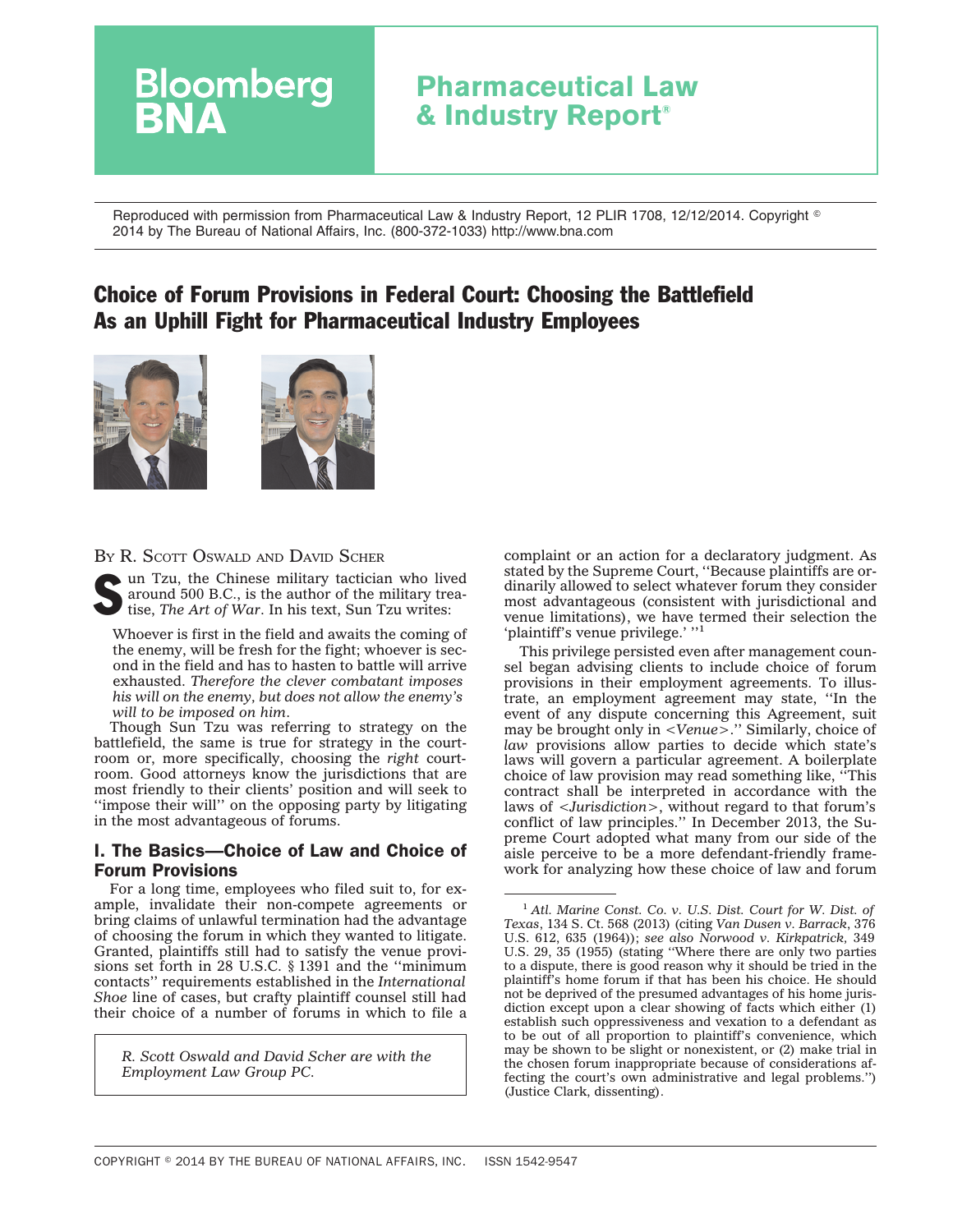Bloomberg BNA

# Pharmaceutical Law & Industry Report®

Reproduced with permission from Pharmaceutical Law & Industry Report, 12 PLIR 1708, 12/12/2014. Copyright © 2014 by The Bureau of National Affairs, Inc. (800-372-1033) http://www.bna.com

# Choice of Forum Provisions in Federal Court: Choosing the Battlefield As an Uphill Fight for Pharmaceutical Industry Employees

BY R. SCOTT OSWALD AND DAVID SCHER

Sun Tzu, the Chinese military tactician who lived around 500 B.C., is the author of the military treatise, *The Art of War*. In his text, Sun Tzu writes:

> Whoever is first in the field and awaits the coming of the enemy, will be fresh for the fight; whoever is second in the field and has to hasten to battle will arrive exhausted. *Therefore the clever combatant imposes his will on the enemy, but does not allow the enemy's will to be imposed on him*.

Though Sun Tzu was referring to strategy on the battlefield, the same is true for strategy in the courtroom or, more specifically, choosing the *right* courtroom. Good attorneys know the jurisdictions that are most friendly to their clients' position and will seek to ''impose their will'' on the opposing party by litigating in the most advantageous of forums.

## I. The Basics—Choice of Law and Choice of Forum Provisions

For a long time, employees who filed suit to, for example, invalidate their non-compete agreements or bring claims of unlawful termination had the advantage of choosing the forum in which they wanted to litigate. Granted, plaintiffs still had to satisfy the venue provisions set forth in 28 U.S.C. § 1391 and the ''minimum contacts'' requirements established in the *International Shoe* line of cases, but crafty plaintiff counsel still had their choice of a number of forums in which to file a complaint or an action for a declaratory judgment. As stated by the Supreme Court, ''Because plaintiffs are ordinarily allowed to select whatever forum they consider most advantageous (consistent with jurisdictional and venue limitations), we have termed their selection the 'plaintiff's venue privilege.' ''[1]

This privilege persisted even after management counsel began advising clients to include choice of forum provisions in their employment agreements. To illustrate, an employment agreement may state, ''In the event of any dispute concerning this Agreement, suit may be brought only in <*Venue*>.'' Similarly, choice of *law* provisions allow parties to decide which state's laws will govern a particular agreement. A boilerplate choice of law provision may read something like, ''This contract shall be interpreted in accordance with the laws of <*Jurisdiction*>, without regard to that forum's conflict of law principles.'' In December 2013, the Supreme Court adopted what many from our side of the aisle perceive to be a more defendant-friendly framework for analyzing how these choice of law and forum

*R. Scott Oswald and David Scher are with the Employment Law Group PC.*

[1] *Atl. Marine Const. Co. v. U.S. Dist. Court for W. Dist. of Texas*, 134 S. Ct. 568 (2013) (citing *Van Dusen v. Barrack*, 376 U.S. 612, 635 (1964)); *see also Norwood v. Kirkpatrick*, 349 U.S. 29, 35 (1955) (stating ''Where there are only two parties to a dispute, there is good reason why it should be tried in the plaintiff's home forum if that has been his choice. He should not be deprived of the presumed advantages of his home jurisdiction except upon a clear showing of facts which either (1) establish such oppressiveness and vexation to a defendant as to be out of all proportion to plaintiff's convenience, which may be shown to be slight or nonexistent, or (2) make trial in the chosen forum inappropriate because of considerations affecting the court's own administrative and legal problems.'') (Justice Clark, dissenting).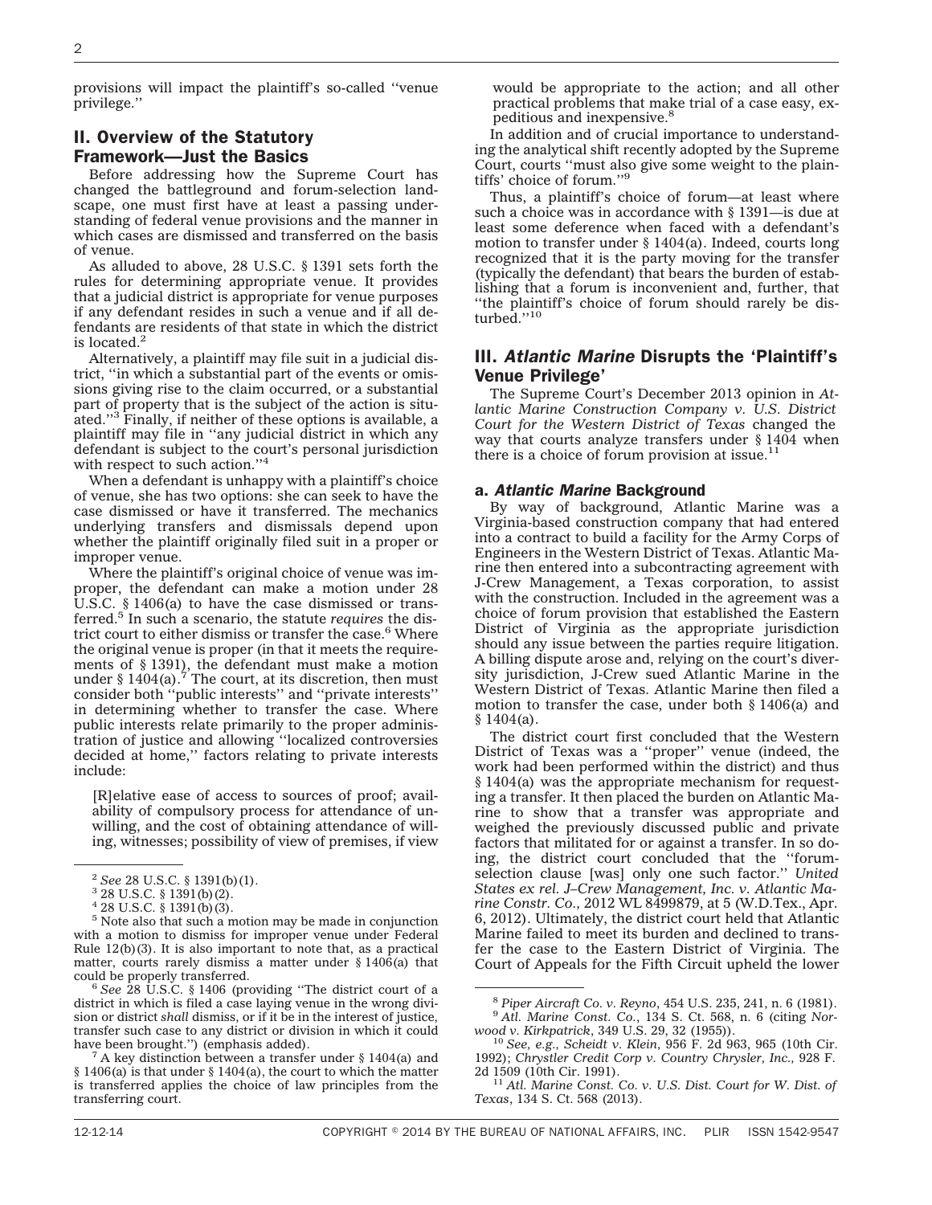provisions will impact the plaintiff's so-called ''venue privilege.''

## II. Overview of the Statutory Framework—Just the Basics

Before addressing how the Supreme Court has changed the battleground and forum-selection landscape, one must first have at least a passing understanding of federal venue provisions and the manner in which cases are dismissed and transferred on the basis of venue.

As alluded to above, 28 U.S.C. § 1391 sets forth the rules for determining appropriate venue. It provides that a judicial district is appropriate for venue purposes if any defendant resides in such a venue and if all defendants are residents of that state in which the district is located.[2]

Alternatively, a plaintiff may file suit in a judicial district, ''in which a substantial part of the events or omissions giving rise to the claim occurred, or a substantial part of property that is the subject of the action is situated.''[3] Finally, if neither of these options is available, a plaintiff may file in ''any judicial district in which any defendant is subject to the court's personal jurisdiction with respect to such action.''[4]

When a defendant is unhappy with a plaintiff's choice of venue, she has two options: she can seek to have the case dismissed or have it transferred. The mechanics underlying transfers and dismissals depend upon whether the plaintiff originally filed suit in a proper or improper venue.

Where the plaintiff's original choice of venue was improper, the defendant can make a motion under 28 U.S.C. § 1406(a) to have the case dismissed or transferred.[5] In such a scenario, the statute *requires* the district court to either dismiss or transfer the case.[6] Where the original venue is proper (in that it meets the requirements of § 1391), the defendant must make a motion under § 1404(a).[7] The court, at its discretion, then must consider both ''public interests'' and ''private interests'' in determining whether to transfer the case. Where public interests relate primarily to the proper administration of justice and allowing ''localized controversies decided at home,'' factors relating to private interests include:

> [R]elative ease of access to sources of proof; availability of compulsory process for attendance of unwilling, and the cost of obtaining attendance of willing, witnesses; possibility of view of premises, if view would be appropriate to the action; and all other practical problems that make trial of a case easy, expeditious and inexpensive.[8]

In addition and of crucial importance to understanding the analytical shift recently adopted by the Supreme Court, courts ''must also give some weight to the plaintiffs' choice of forum.''[9]

Thus, a plaintiff's choice of forum—at least where such a choice was in accordance with § 1391—is due at least some deference when faced with a defendant's motion to transfer under § 1404(a). Indeed, courts long recognized that it is the party moving for the transfer (typically the defendant) that bears the burden of establishing that a forum is inconvenient and, further, that ''the plaintiff's choice of forum should rarely be disturbed.''[10]

## III. *Atlantic Marine* Disrupts the 'Plaintiff's Venue Privilege'

The Supreme Court's December 2013 opinion in *Atlantic Marine Construction Company v. U.S. District Court for the Western District of Texas* changed the way that courts analyze transfers under § 1404 when there is a choice of forum provision at issue.[11]

### a. *Atlantic Marine* Background

By way of background, Atlantic Marine was a Virginia-based construction company that had entered into a contract to build a facility for the Army Corps of Engineers in the Western District of Texas. Atlantic Marine then entered into a subcontracting agreement with J-Crew Management, a Texas corporation, to assist with the construction. Included in the agreement was a choice of forum provision that established the Eastern District of Virginia as the appropriate jurisdiction should any issue between the parties require litigation. A billing dispute arose and, relying on the court's diversity jurisdiction, J-Crew sued Atlantic Marine in the Western District of Texas. Atlantic Marine then filed a motion to transfer the case, under both § 1406(a) and § 1404(a).

The district court first concluded that the Western District of Texas was a ''proper'' venue (indeed, the work had been performed within the district) and thus § 1404(a) was the appropriate mechanism for requesting a transfer. It then placed the burden on Atlantic Marine to show that a transfer was appropriate and weighed the previously discussed public and private factors that militated for or against a transfer. In so doing, the district court concluded that the ''forum-selection clause [was] only one such factor.'' *United States ex rel. J–Crew Management, Inc. v. Atlantic Marine Constr. Co.,* 2012 WL 8499879, at 5 (W.D.Tex., Apr. 6, 2012). Ultimately, the district court held that Atlantic Marine failed to meet its burden and declined to transfer the case to the Eastern District of Virginia. The Court of Appeals for the Fifth Circuit upheld the lower

---

[2] *See* 28 U.S.C. § 1391(b)(1).

[3] 28 U.S.C. § 1391(b)(2).

[4] 28 U.S.C. § 1391(b)(3).

[5] Note also that such a motion may be made in conjunction with a motion to dismiss for improper venue under Federal Rule 12(b)(3). It is also important to note that, as a practical matter, courts rarely dismiss a matter under § 1406(a) that could be properly transferred.

[6] *See* 28 U.S.C. § 1406 (providing ''The district court of a district in which is filed a case laying venue in the wrong division or district *shall* dismiss, or if it be in the interest of justice, transfer such case to any district or division in which it could have been brought.'') (emphasis added).

[7] A key distinction between a transfer under § 1404(a) and § 1406(a) is that under § 1404(a), the court to which the matter is transferred applies the choice of law principles from the transferring court.

[8] *Piper Aircraft Co. v. Reyno*, 454 U.S. 235, 241, n. 6 (1981).

[9] *Atl. Marine Const. Co.*, 134 S. Ct. 568, n. 6 (citing *Norwood v. Kirkpatrick*, 349 U.S. 29, 32 (1955)).

[10] *See, e.g., Scheidt v. Klein*, 956 F. 2d 963, 965 (10th Cir. 1992); *Chrystler Credit Corp v. Country Chrysler, Inc.,* 928 F. 2d 1509 (10th Cir. 1991).

[11] *Atl. Marine Const. Co. v. U.S. Dist. Court for W. Dist. of Texas*, 134 S. Ct. 568 (2013).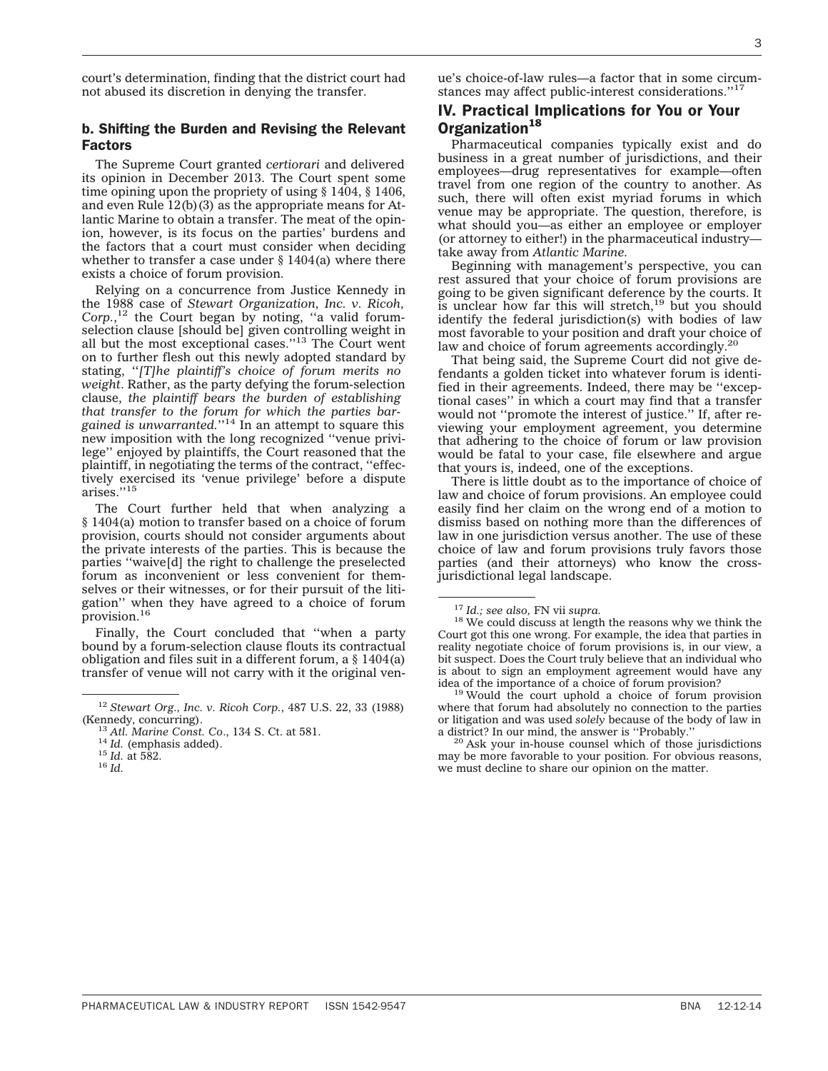court's determination, finding that the district court had not abused its discretion in denying the transfer.

### b. Shifting the Burden and Revising the Relevant Factors

The Supreme Court granted *certiorari* and delivered its opinion in December 2013. The Court spent some time opining upon the propriety of using § 1404, § 1406, and even Rule 12(b)(3) as the appropriate means for Atlantic Marine to obtain a transfer. The meat of the opinion, however, is its focus on the parties' burdens and the factors that a court must consider when deciding whether to transfer a case under § 1404(a) where there exists a choice of forum provision.

Relying on a concurrence from Justice Kennedy in the 1988 case of *Stewart Organization, Inc. v. Ricoh, Corp.*,[12] the Court began by noting, ''a valid forum-selection clause [should be] given controlling weight in all but the most exceptional cases.''[13] The Court went on to further flesh out this newly adopted standard by stating, ''*[T]he plaintiff's choice of forum merits no weight*. Rather, as the party defying the forum-selection clause, *the plaintiff bears the burden of establishing that transfer to the forum for which the parties bargained is unwarranted.*''[14] In an attempt to square this new imposition with the long recognized ''venue privilege'' enjoyed by plaintiffs, the Court reasoned that the plaintiff, in negotiating the terms of the contract, ''effectively exercised its 'venue privilege' before a dispute arises.''[15]

The Court further held that when analyzing a § 1404(a) motion to transfer based on a choice of forum provision, courts should not consider arguments about the private interests of the parties. This is because the parties ''waive[d] the right to challenge the preselected forum as inconvenient or less convenient for themselves or their witnesses, or for their pursuit of the litigation'' when they have agreed to a choice of forum provision.[16]

Finally, the Court concluded that ''when a party bound by a forum-selection clause flouts its contractual obligation and files suit in a different forum, a § 1404(a) transfer of venue will not carry with it the original venue's choice-of-law rules—a factor that in some circumstances may affect public-interest considerations.''[17]

## IV. Practical Implications for You or Your Organization[18]

Pharmaceutical companies typically exist and do business in a great number of jurisdictions, and their employees—drug representatives for example—often travel from one region of the country to another. As such, there will often exist myriad forums in which venue may be appropriate. The question, therefore, is what should you—as either an employee or employer (or attorney to either!) in the pharmaceutical industry—take away from *Atlantic Marine*.

Beginning with management's perspective, you can rest assured that your choice of forum provisions are going to be given significant deference by the courts. It is unclear how far this will stretch,[19] but you should identify the federal jurisdiction(s) with bodies of law most favorable to your position and draft your choice of law and choice of forum agreements accordingly.[20]

That being said, the Supreme Court did not give defendants a golden ticket into whatever forum is identified in their agreements. Indeed, there may be ''exceptional cases'' in which a court may find that a transfer would not ''promote the interest of justice.'' If, after reviewing your employment agreement, you determine that adhering to the choice of forum or law provision would be fatal to your case, file elsewhere and argue that yours is, indeed, one of the exceptions.

There is little doubt as to the importance of choice of law and choice of forum provisions. An employee could easily find her claim on the wrong end of a motion to dismiss based on nothing more than the differences of law in one jurisdiction versus another. The use of these choice of law and forum provisions truly favors those parties (and their attorneys) who know the cross-jurisdictional legal landscape.

---

[12] *Stewart Org., Inc. v. Ricoh Corp.*, 487 U.S. 22, 33 (1988) (Kennedy, concurring).

[13] *Atl. Marine Const. Co*., 134 S. Ct. at 581.

[14] *Id.* (emphasis added).

[15] *Id.* at 582.

[16] *Id.*

[17] *Id.; see also,* FN vii *supra.*

[18] We could discuss at length the reasons why we think the Court got this one wrong. For example, the idea that parties in reality negotiate choice of forum provisions is, in our view, a bit suspect. Does the Court truly believe that an individual who is about to sign an employment agreement would have any idea of the importance of a choice of forum provision?

[19] Would the court uphold a choice of forum provision where that forum had absolutely no connection to the parties or litigation and was used *solely* because of the body of law in a district? In our mind, the answer is ''Probably.''

[20] Ask your in-house counsel which of those jurisdictions may be more favorable to your position. For obvious reasons, we must decline to share our opinion on the matter.